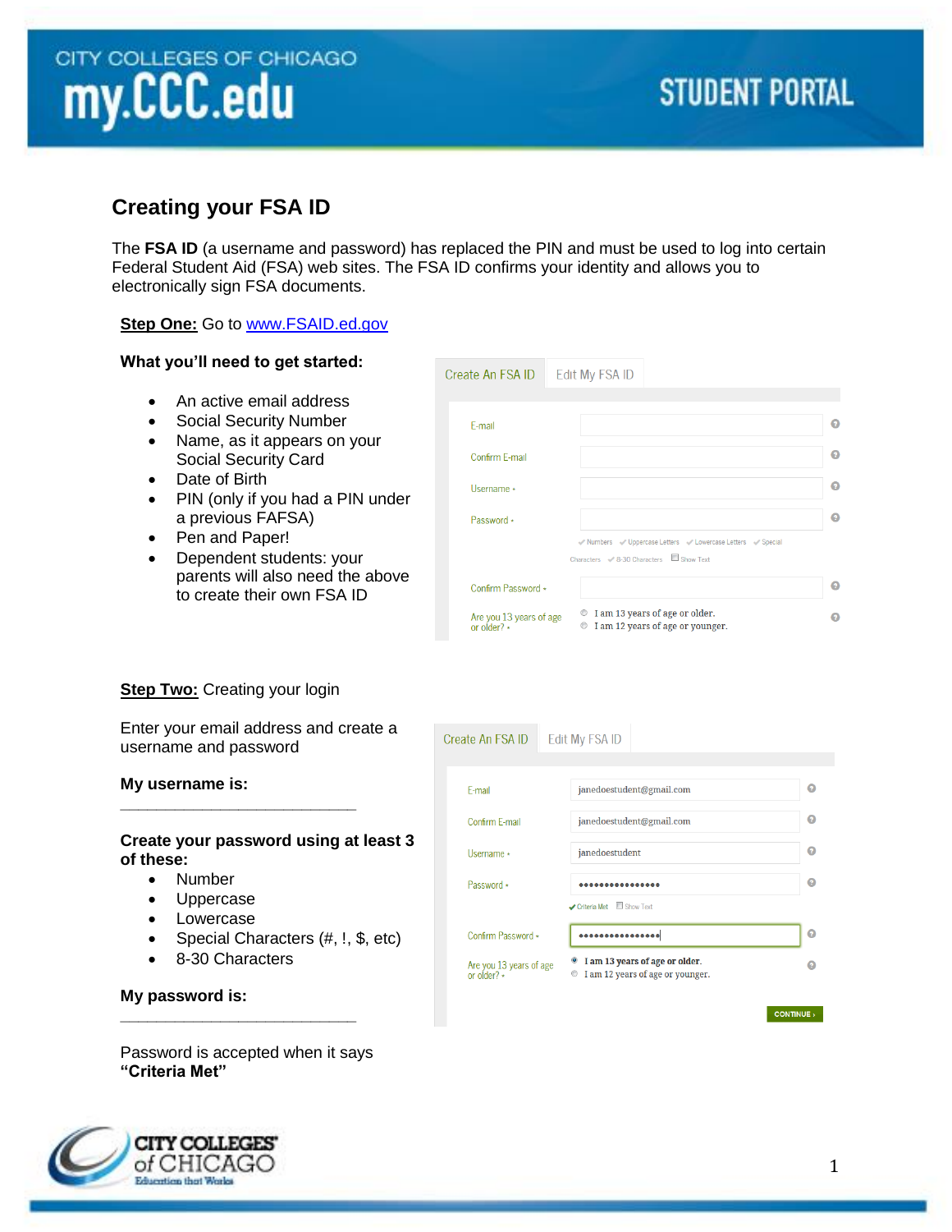# Creating your FSA ID

The **FSA ID** (a username and password) has replaced the PIN and must be used to log into certain Federal Student Aid (FSA) web sites. The FSA ID confirms your identity and allows you to electronically sign FSA documents.

**Step One:** Go to www.FSAID.ed.gov

**What you'll need to get started:**

- An active email address
- Social Security Number
- Name, as it appears on your Social Security Card
- Date of Birth
- PIN (only if you had a PIN under a previous FAFSA)
- Pen and Paper!
- Dependent students: your parents will also need the above to create their own FSA ID

**Step Two:** Creating your login

Enter your email address and create a username and password

**My username is:**

_____________________________

**Create your password using at least 3 of these:**

- Number
- Uppercase
- Lowercase
- Special Characters (#, !, $, etc)
- 8-30 Characters

**My password is:**

_____________________________

Password is accepted when it says **"Criteria Met"**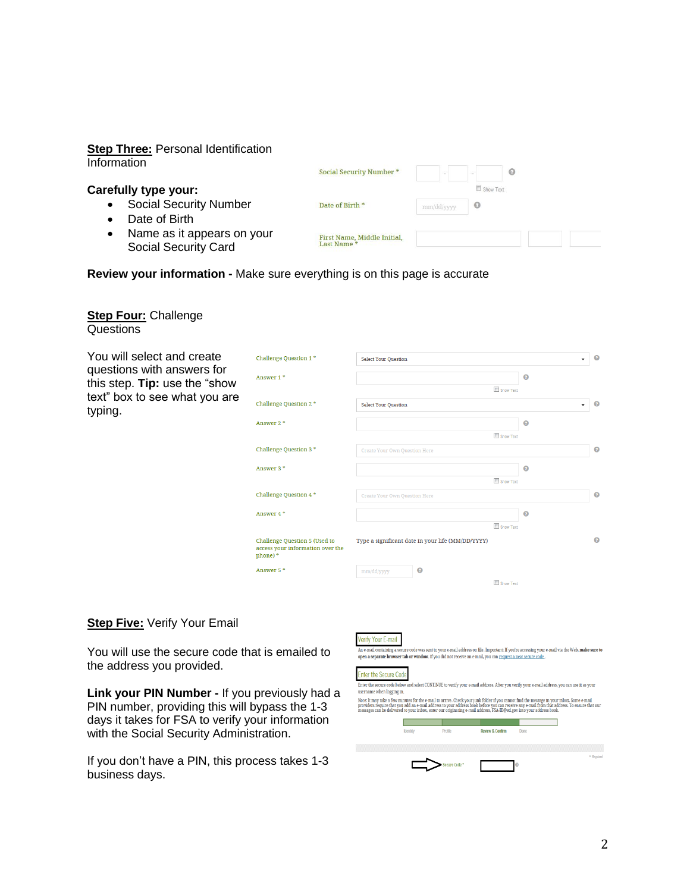**Step Three:** Personal Identification Information

**Carefully type your:**

- Social Security Number
- Date of Birth
- Name as it appears on your Social Security Card

Social Security Number *

Show Text

Date of Birth *

mm/dd/yyyy

First Name, Middle Initial, Last Name *

**Review your information -** Make sure everything is on this page is accurate

**Step Four:** Challenge Questions

You will select and create questions with answers for this step. **Tip:** use the "show text" box to see what you are typing.

Challenge Question 1 *

Select Your Question

Answer 1 *

Show Text

Challenge Question 2 *

Select Your Question

Answer 2 *

Show Text

Challenge Question 3 *

Create Your Own Question Here

Answer 3 *

Show Text

Challenge Question 4 *

Create Your Own Question Here

Answer 4 *

Show Text

Challenge Question 5 (Used to access your information over the phone) *

Type a significant date in your life (MM/DD/YYYY)

Answer 5 *

mm/dd/yyyy

Show Text

**Step Five:** Verify Your Email

You will use the secure code that is emailed to the address you provided.

**Link your PIN Number -** If you previously had a PIN number, providing this will bypass the 1-3 days it takes for FSA to verify your information with the Social Security Administration.

If you don't have a PIN, this process takes 1-3 business days.

Verify Your E-mail

An e-mail containing a secure code was sent to your e-mail address on file. Important: If you're accessing your e-mail via the Web, **make sure to open a separate browser tab or window.** If you did not receive an e-mail, you can request a new secure code.

Enter the Secure Code

Enter the secure code below and select CONTINUE to verify your e-mail address. After you verify your e-mail address, you can use it as your username when logging in.

Note: It may take a few minutes for the e-mail to arrive. Check your junk folder if you cannot find the message in your inbox. Some e-mail providers require that you add an e-mail address to your address book before you can receive any e-mail from that address. To ensure that our messages can be delivered to your inbox, enter our originating e-mail address, FSA-ID@ed.gov into your address book.

Identity Profile Review & Confirm Done

* Required

Secure Code *